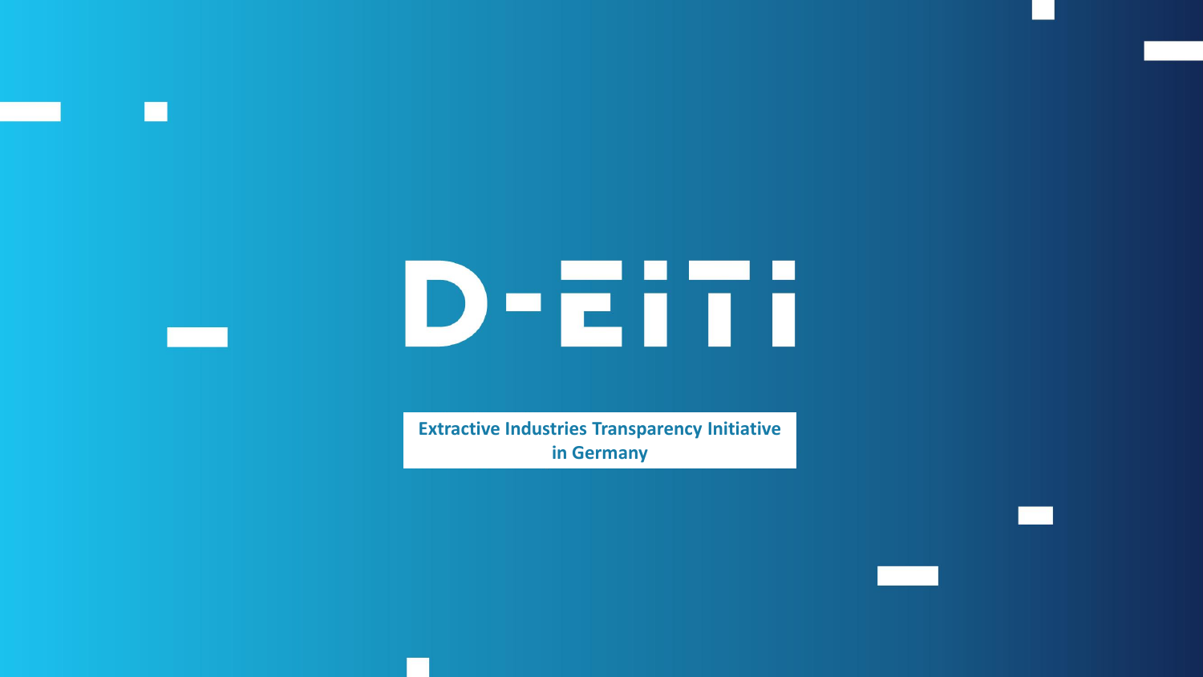# D-EITI

**Extractive Industries Transparency Initiative in Germany**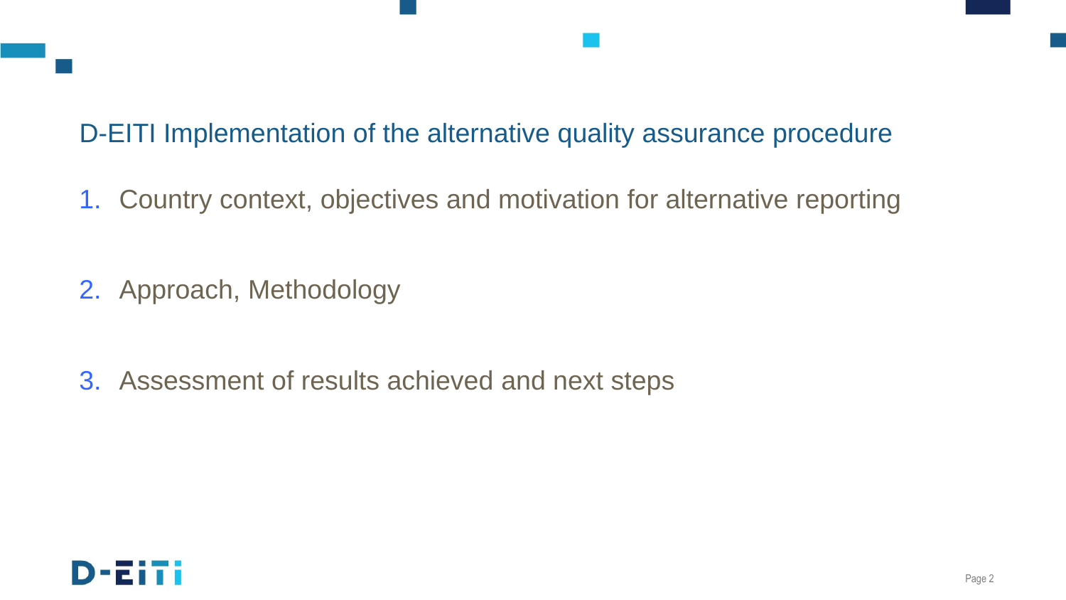## D-EITI Implementation of the alternative quality assurance procedure

1. Country context, objectives and motivation for alternative reporting

2. Approach, Methodology

3. Assessment of results achieved and next steps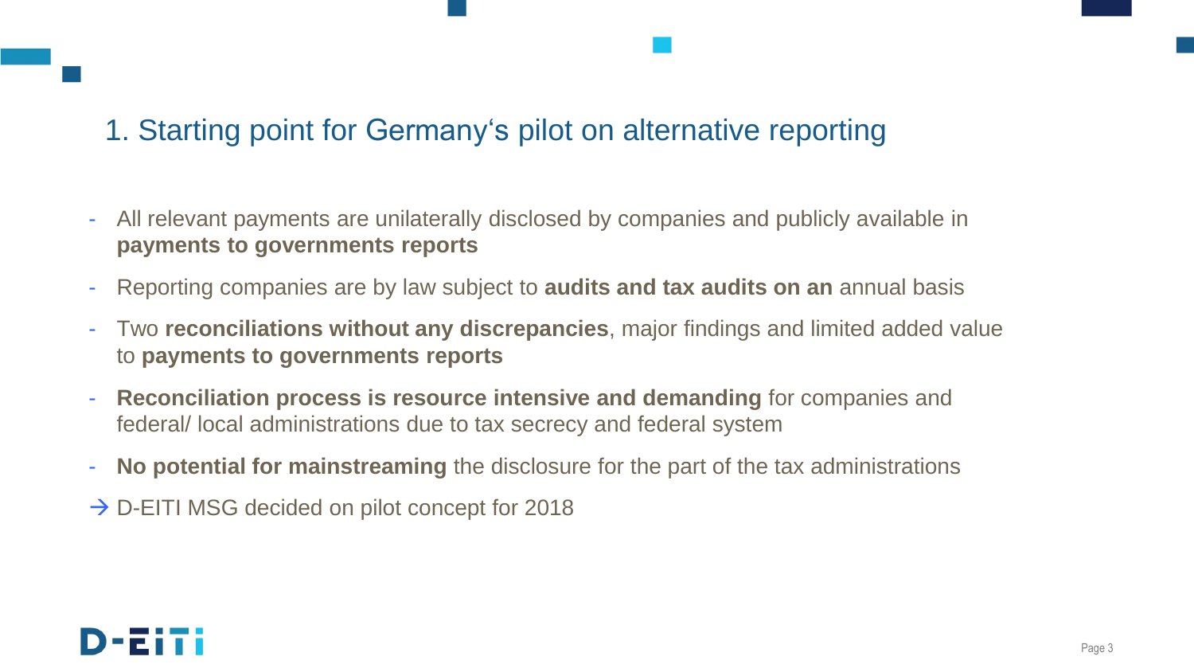# 1. Starting point for Germany‘s pilot on alternative reporting

- All relevant payments are unilaterally disclosed by companies and publicly available in **payments to governments reports**
- Reporting companies are by law subject to **audits and tax audits on an** annual basis
- Two **reconciliations without any discrepancies**, major findings and limited added value to **payments to governments reports**
- **Reconciliation process is resource intensive and demanding** for companies and federal/ local administrations due to tax secrecy and federal system
- **No potential for mainstreaming** the disclosure for the part of the tax administrations

→ D-EITI MSG decided on pilot concept for 2018

D-EITI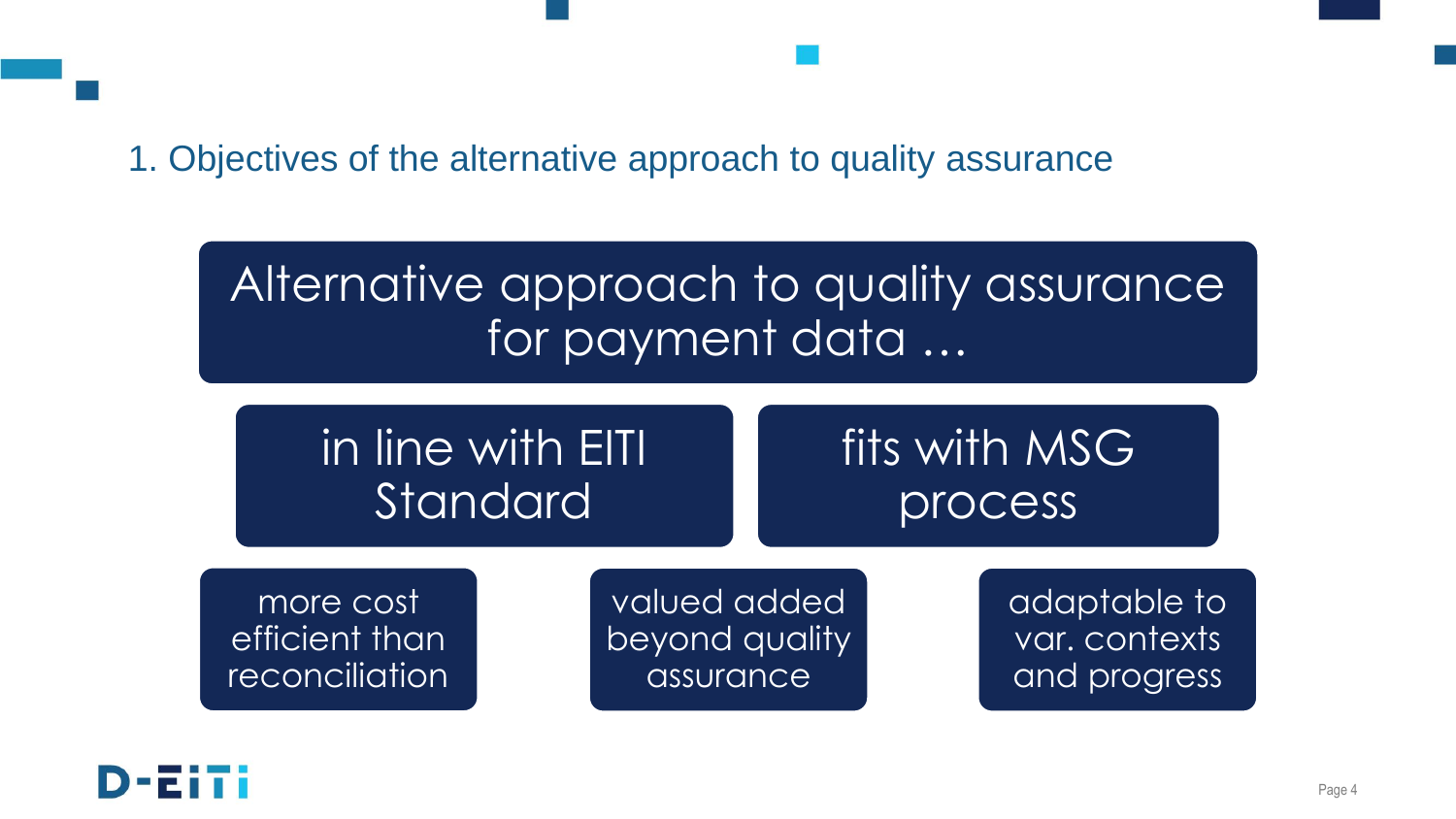## 1. Objectives of the alternative approach to quality assurance

**Alternative approach to quality assurance for payment data …**

- in line with EITI Standard
- fits with MSG process
- more cost efficient than reconciliation
- valued added beyond quality assurance
- adaptable to var. contexts and progress

D-EITI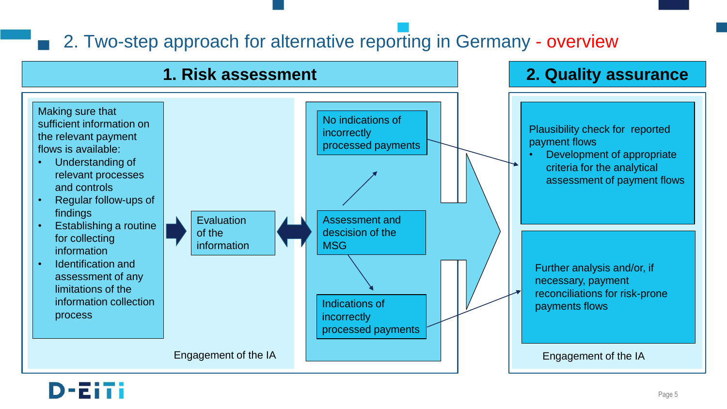# 2. Two-step approach for alternative reporting in Germany - overview

## 1. Risk assessment

Making sure that sufficient information on the relevant payment flows is available:

- Understanding of relevant processes and controls
- Regular follow-ups of findings
- Establishing a routine for collecting information
- Identification and assessment of any limitations of the information collection process

Evaluation of the information

Assessment and descision of the MSG

No indications of incorrectly processed payments

Indications of incorrectly processed payments

Engagement of the IA

## 2. Quality assurance

Plausibility check for reported payment flows

- Development of appropriate criteria for the analytical assessment of payment flows

Further analysis and/or, if necessary, payment reconciliations for risk-prone payments flows

Engagement of the IA

D-EITI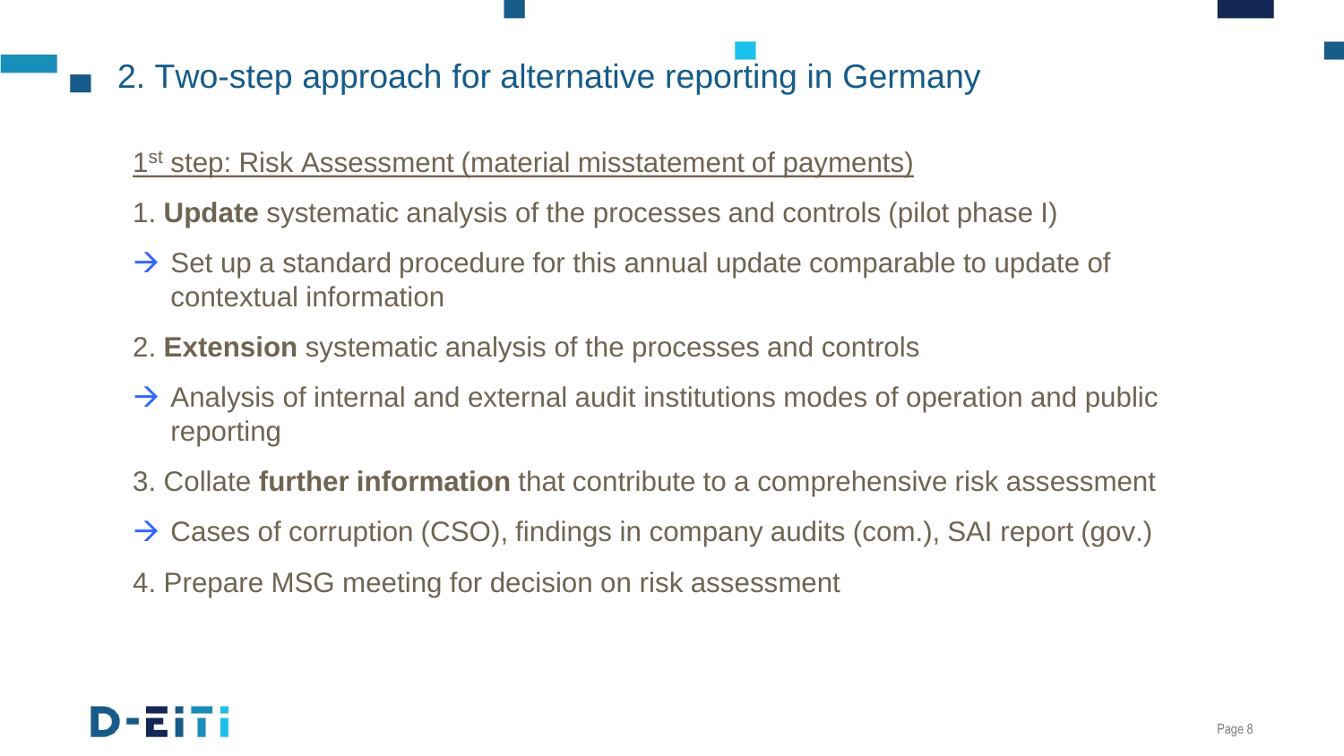## 2. Two-step approach for alternative reporting in Germany

1st step: Risk Assessment (material misstatement of payments)

1. **Update** systematic analysis of the processes and controls (pilot phase I)

→ Set up a standard procedure for this annual update comparable to update of contextual information

2. **Extension** systematic analysis of the processes and controls

→ Analysis of internal and external audit institutions modes of operation and public reporting

3. Collate **further information** that contribute to a comprehensive risk assessment

→ Cases of corruption (CSO), findings in company audits (com.), SAI report (gov.)

4. Prepare MSG meeting for decision on risk assessment

D-EITI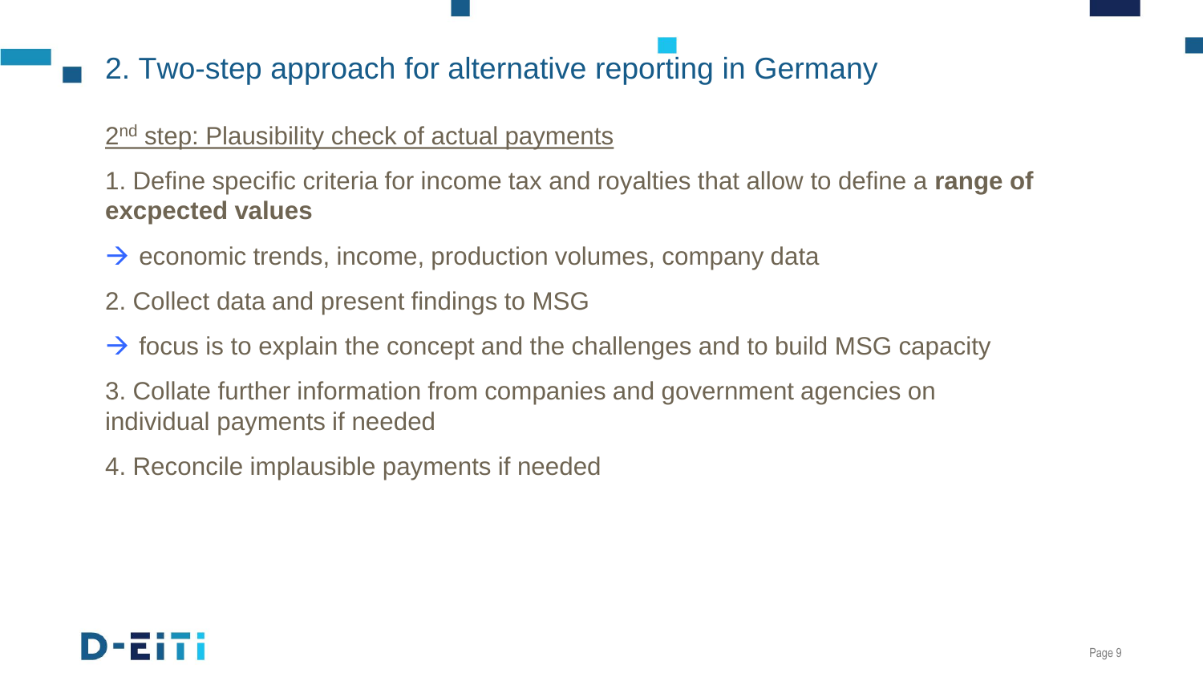## 2. Two-step approach for alternative reporting in Germany

2nd step: Plausibility check of actual payments

1. Define specific criteria for income tax and royalties that allow to define a **range of excpected values**

→ economic trends, income, production volumes, company data

2. Collect data and present findings to MSG

→ focus is to explain the concept and the challenges and to build MSG capacity

3. Collate further information from companies and government agencies on individual payments if needed

4. Reconcile implausible payments if needed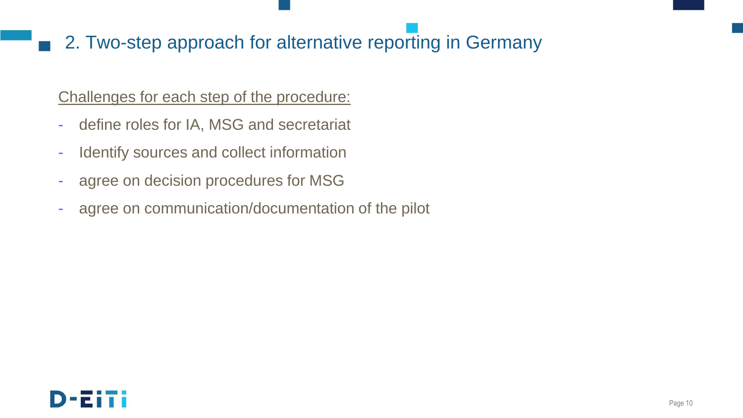## 2. Two-step approach for alternative reporting in Germany

Challenges for each step of the procedure:

- define roles for IA, MSG and secretariat
- Identify sources and collect information
- agree on decision procedures for MSG
- agree on communication/documentation of the pilot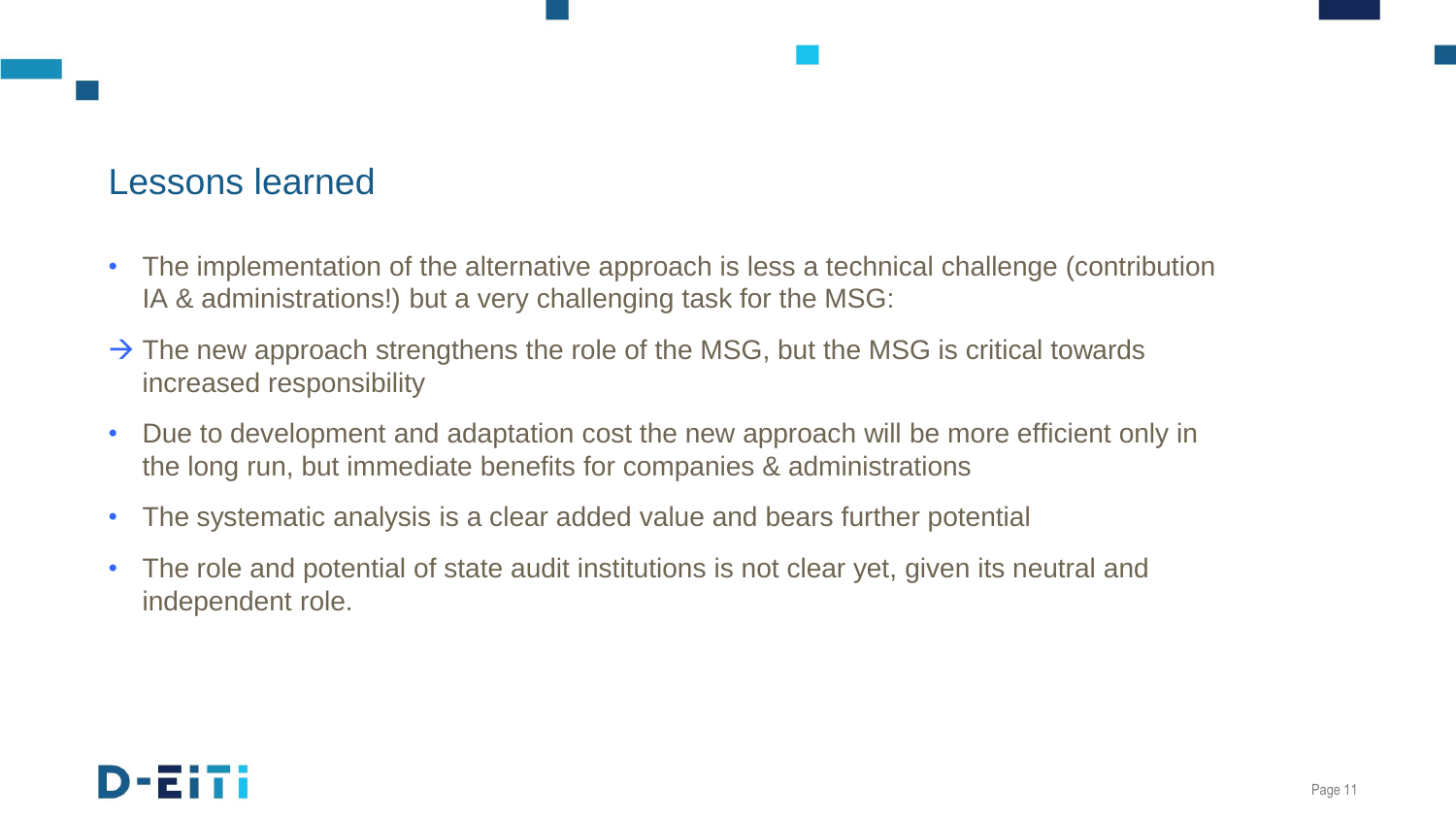## Lessons learned

- The implementation of the alternative approach is less a technical challenge (contribution IA & administrations!) but a very challenging task for the MSG:

→ The new approach strengthens the role of the MSG, but the MSG is critical towards increased responsibility

- Due to development and adaptation cost the new approach will be more efficient only in the long run, but immediate benefits for companies & administrations
- The systematic analysis is a clear added value and bears further potential
- The role and potential of state audit institutions is not clear yet, given its neutral and independent role.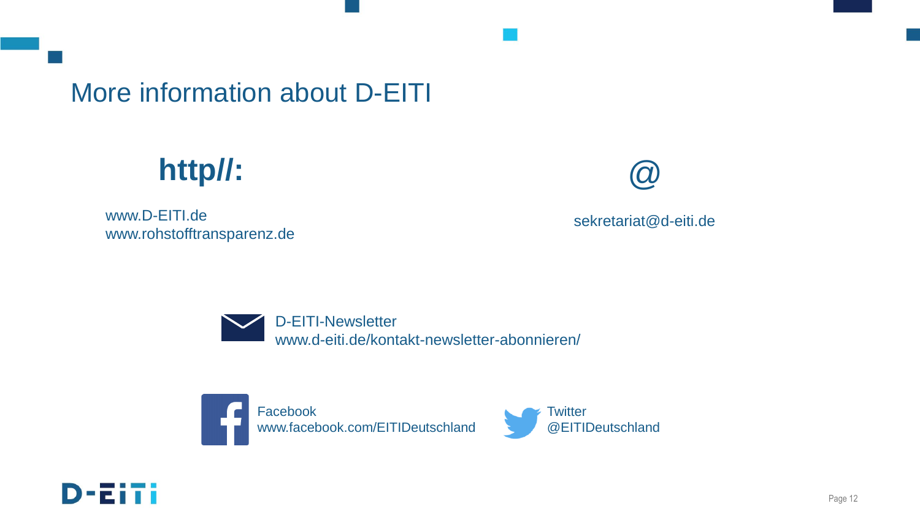# More information about D-EITI

**http//:**

www.D-EITI.de
www.rohstofftransparenz.de

@

sekretariat@d-eiti.de

D-EITI-Newsletter
www.d-eiti.de/kontakt-newsletter-abonnieren/

Facebook
www.facebook.com/EITIDeutschland

Twitter
@EITIDeutschland